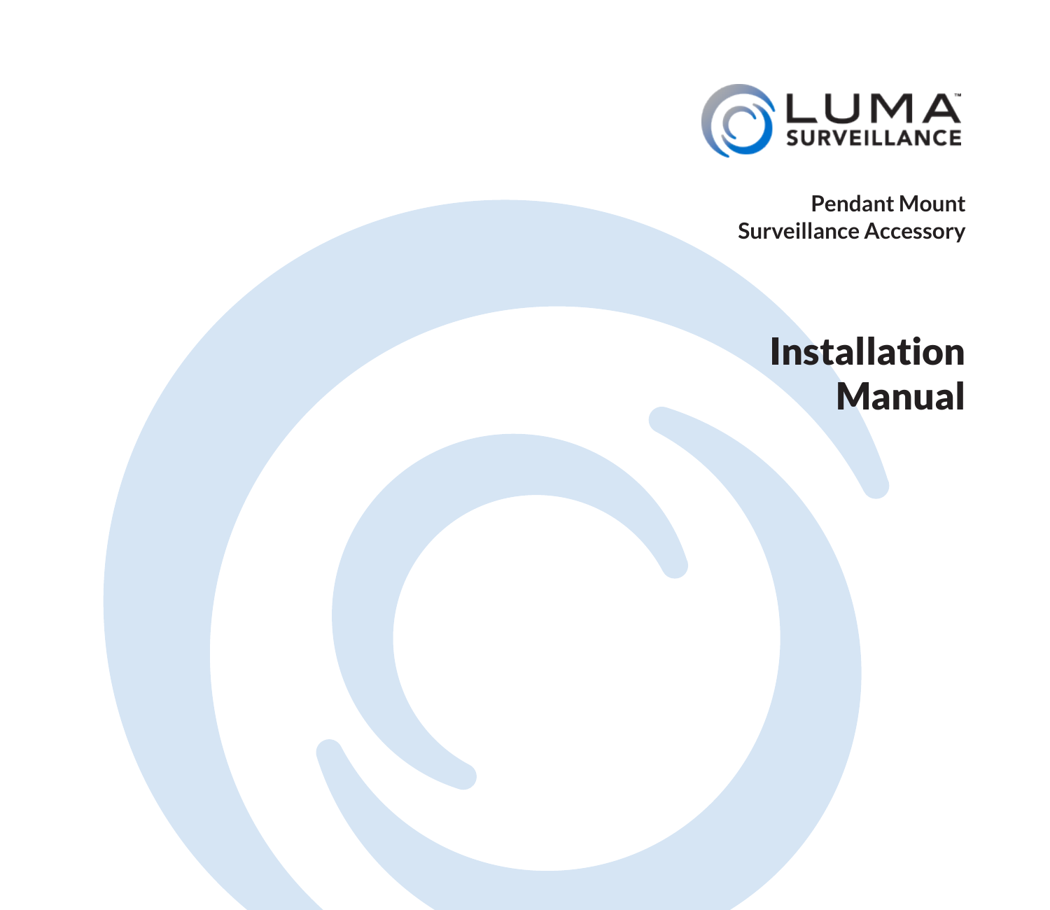LUMA™ SURVEILLANCE

**Pendant Mount**
**Surveillance Accessory**

# Installation Manual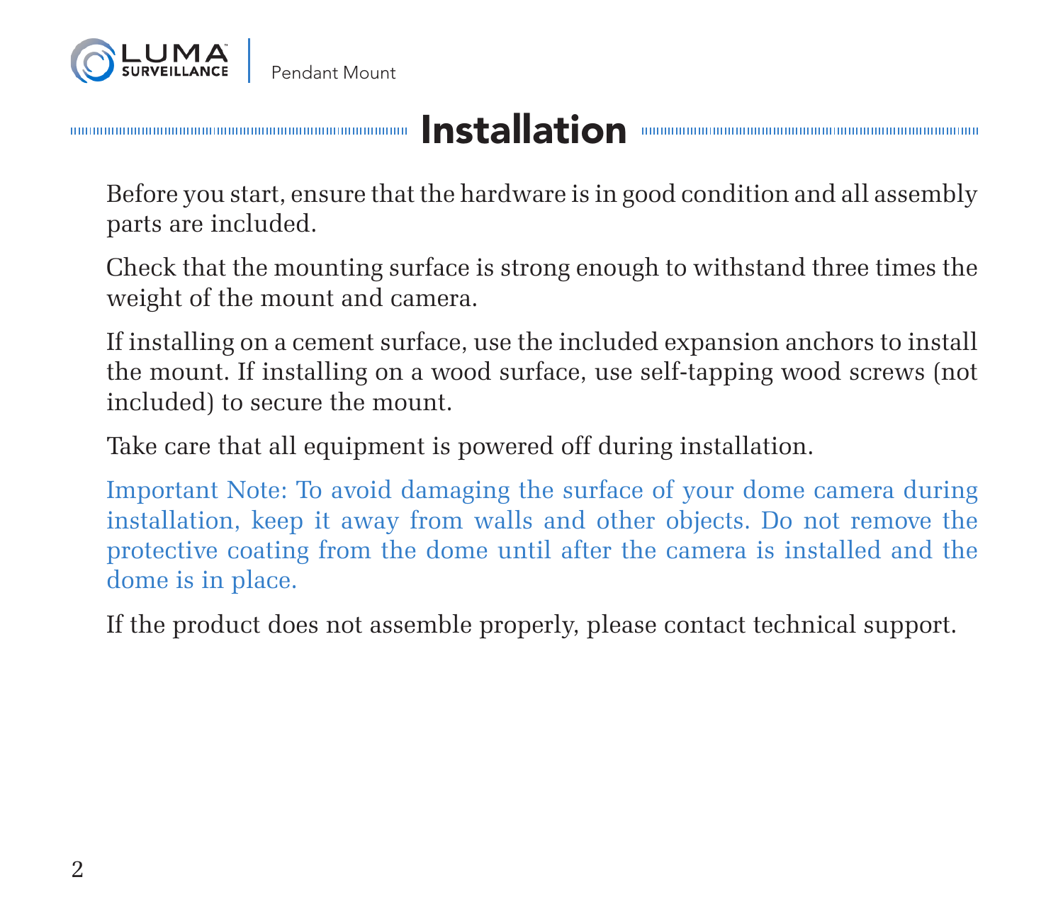# Installation

Before you start, ensure that the hardware is in good condition and all assembly parts are included.

Check that the mounting surface is strong enough to withstand three times the weight of the mount and camera.

If installing on a cement surface, use the included expansion anchors to install the mount. If installing on a wood surface, use self-tapping wood screws (not included) to secure the mount.

Take care that all equipment is powered off during installation.

Important Note: To avoid damaging the surface of your dome camera during installation, keep it away from walls and other objects. Do not remove the protective coating from the dome until after the camera is installed and the dome is in place.

If the product does not assemble properly, please contact technical support.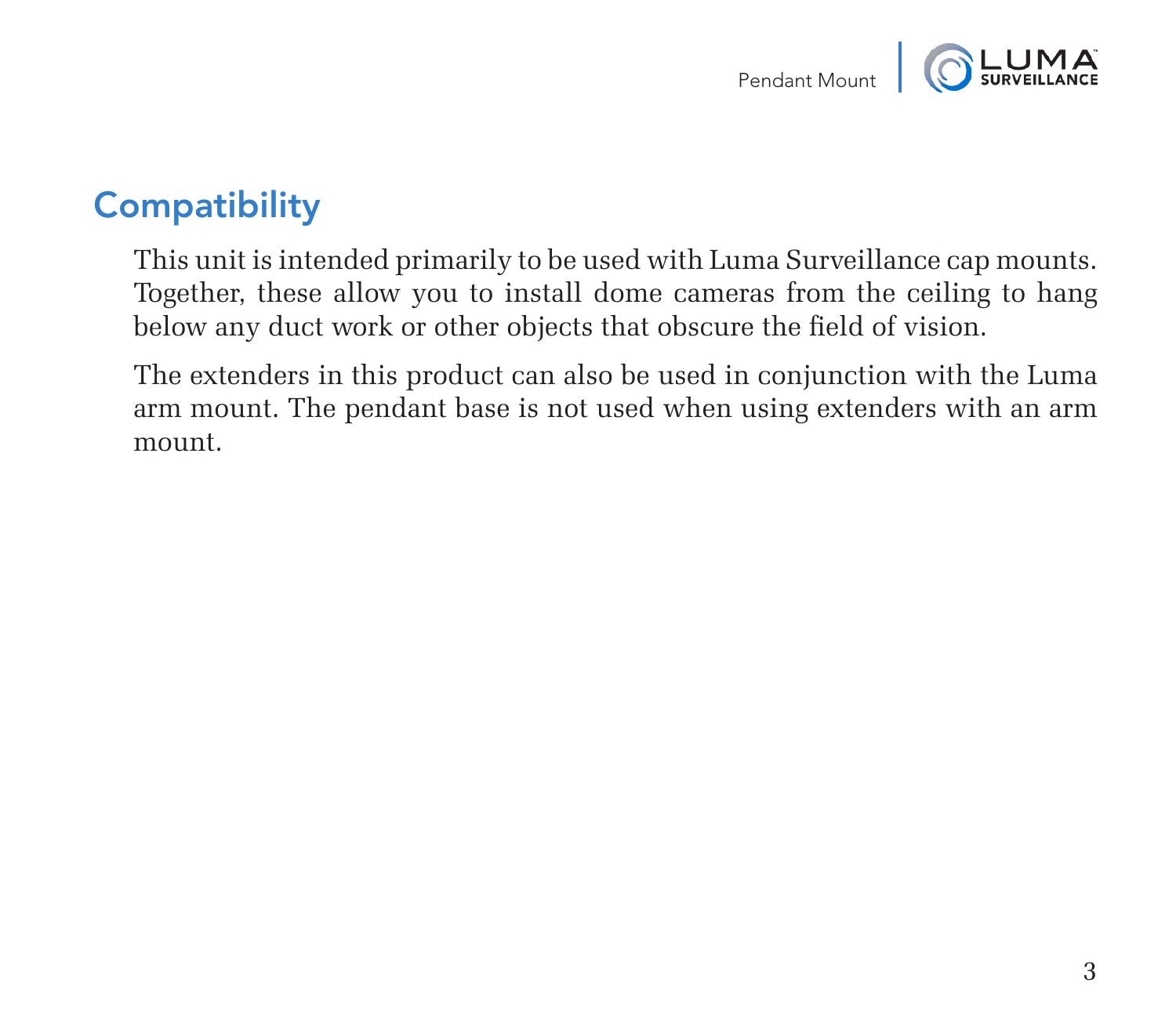## Compatibility

This unit is intended primarily to be used with Luma Surveillance cap mounts. Together, these allow you to install dome cameras from the ceiling to hang below any duct work or other objects that obscure the field of vision.

The extenders in this product can also be used in conjunction with the Luma arm mount. The pendant base is not used when using extenders with an arm mount.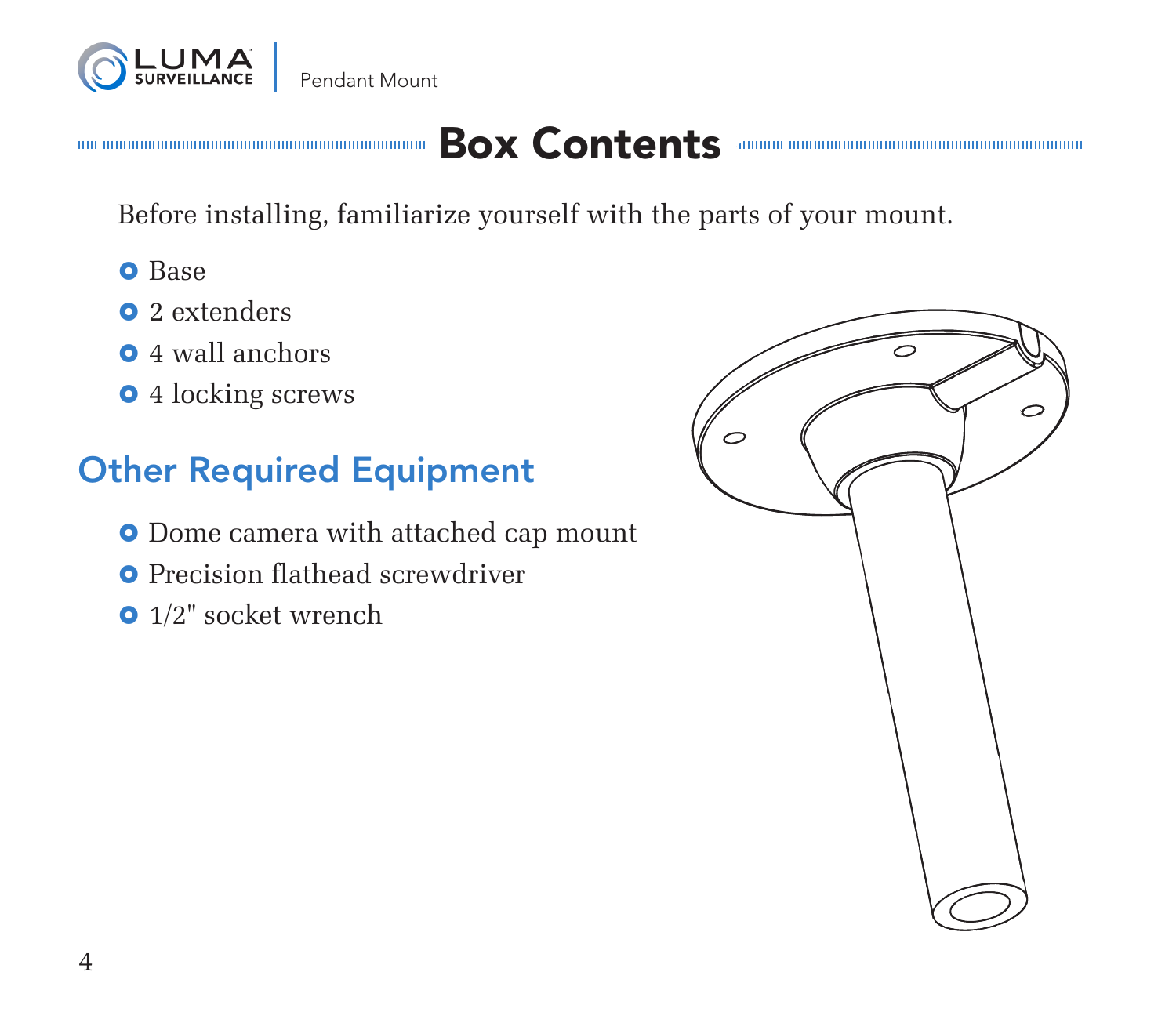# Box Contents

Before installing, familiarize yourself with the parts of your mount.

- Base
- 2 extenders
- 4 wall anchors
- 4 locking screws

## Other Required Equipment

- Dome camera with attached cap mount
- Precision flathead screwdriver
- 1/2" socket wrench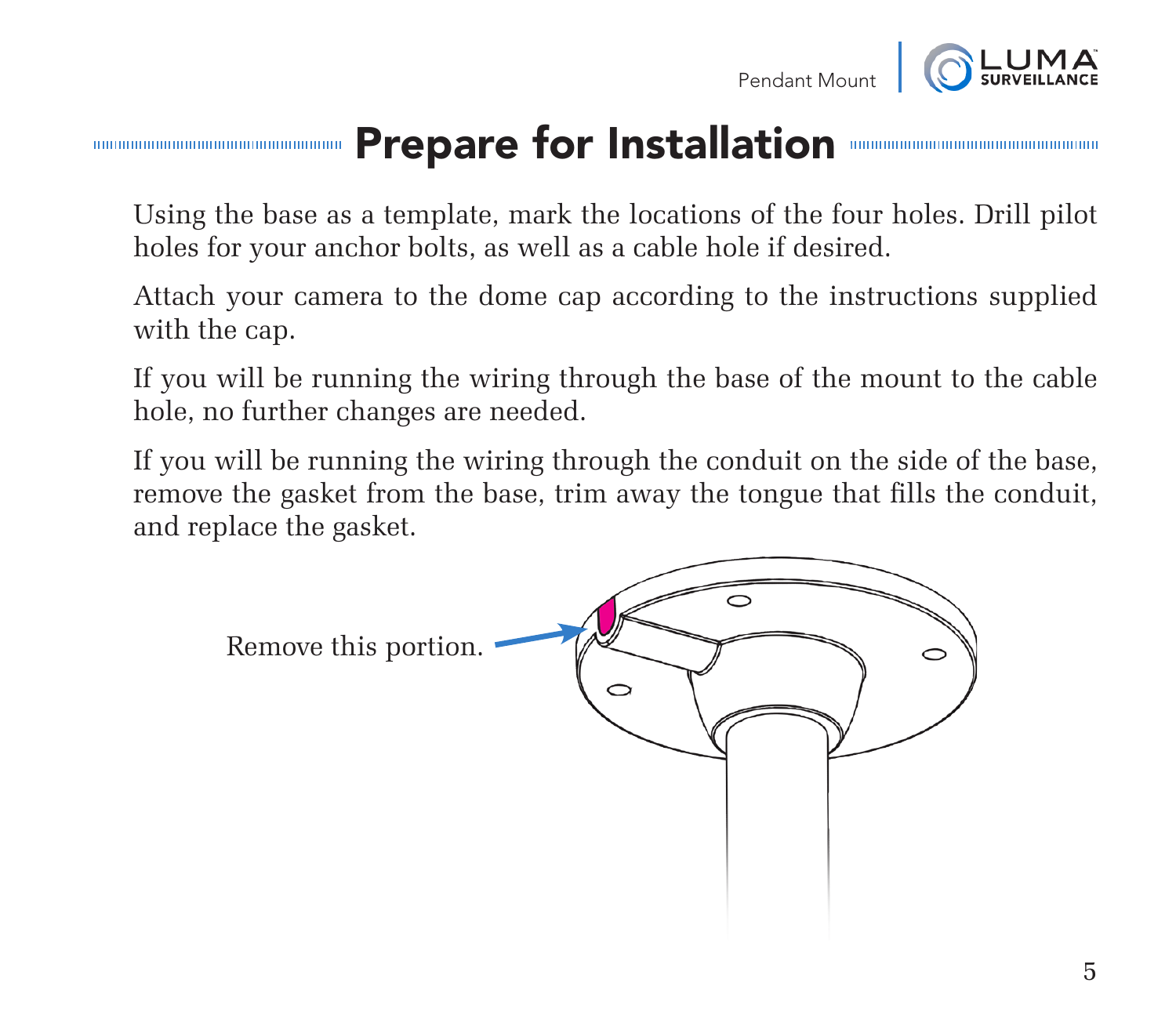# Prepare for Installation

Using the base as a template, mark the locations of the four holes. Drill pilot holes for your anchor bolts, as well as a cable hole if desired.

Attach your camera to the dome cap according to the instructions supplied with the cap.

If you will be running the wiring through the base of the mount to the cable hole, no further changes are needed.

If you will be running the wiring through the conduit on the side of the base, remove the gasket from the base, trim away the tongue that fills the conduit, and replace the gasket.

Remove this portion.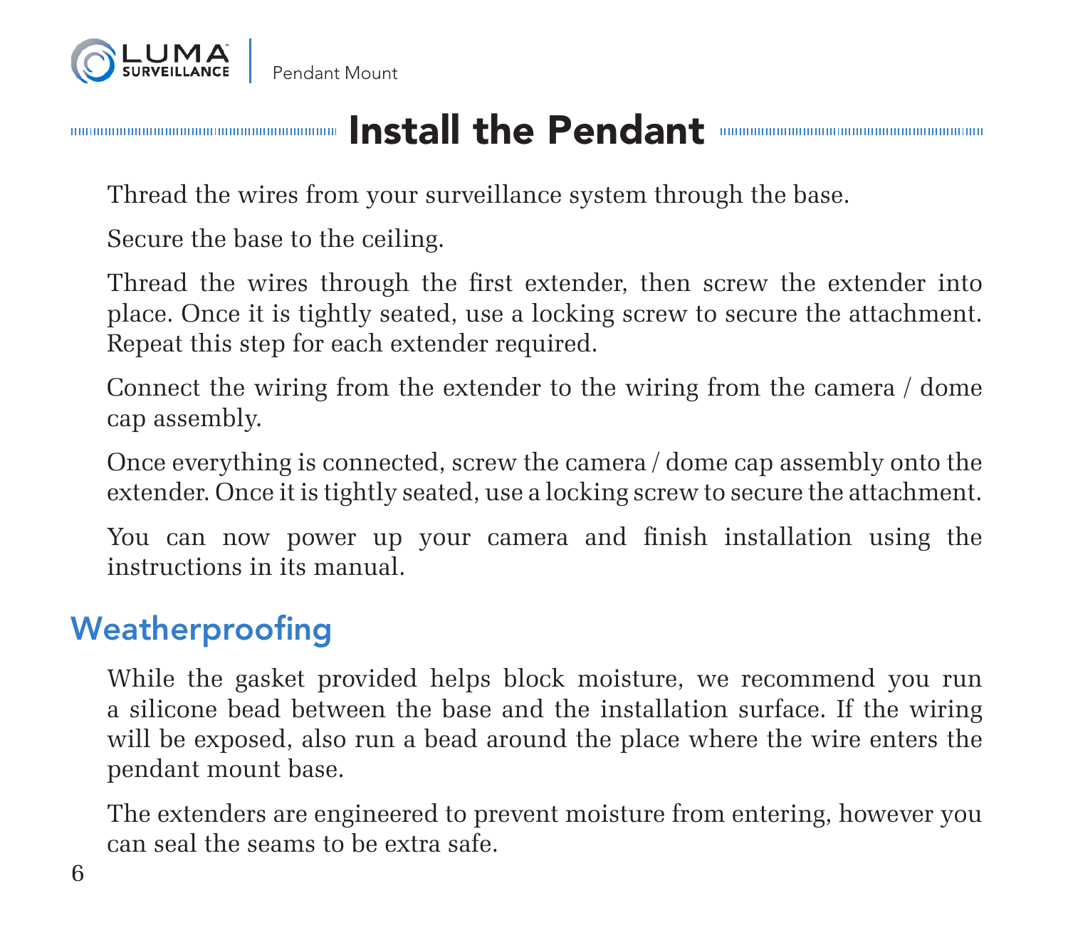# Install the Pendant

Thread the wires from your surveillance system through the base.

Secure the base to the ceiling.

Thread the wires through the first extender, then screw the extender into place. Once it is tightly seated, use a locking screw to secure the attachment. Repeat this step for each extender required.

Connect the wiring from the extender to the wiring from the camera / dome cap assembly.

Once everything is connected, screw the camera / dome cap assembly onto the extender. Once it is tightly seated, use a locking screw to secure the attachment.

You can now power up your camera and finish installation using the instructions in its manual.

## Weatherproofing

While the gasket provided helps block moisture, we recommend you run a silicone bead between the base and the installation surface. If the wiring will be exposed, also run a bead around the place where the wire enters the pendant mount base.

The extenders are engineered to prevent moisture from entering, however you can seal the seams to be extra safe.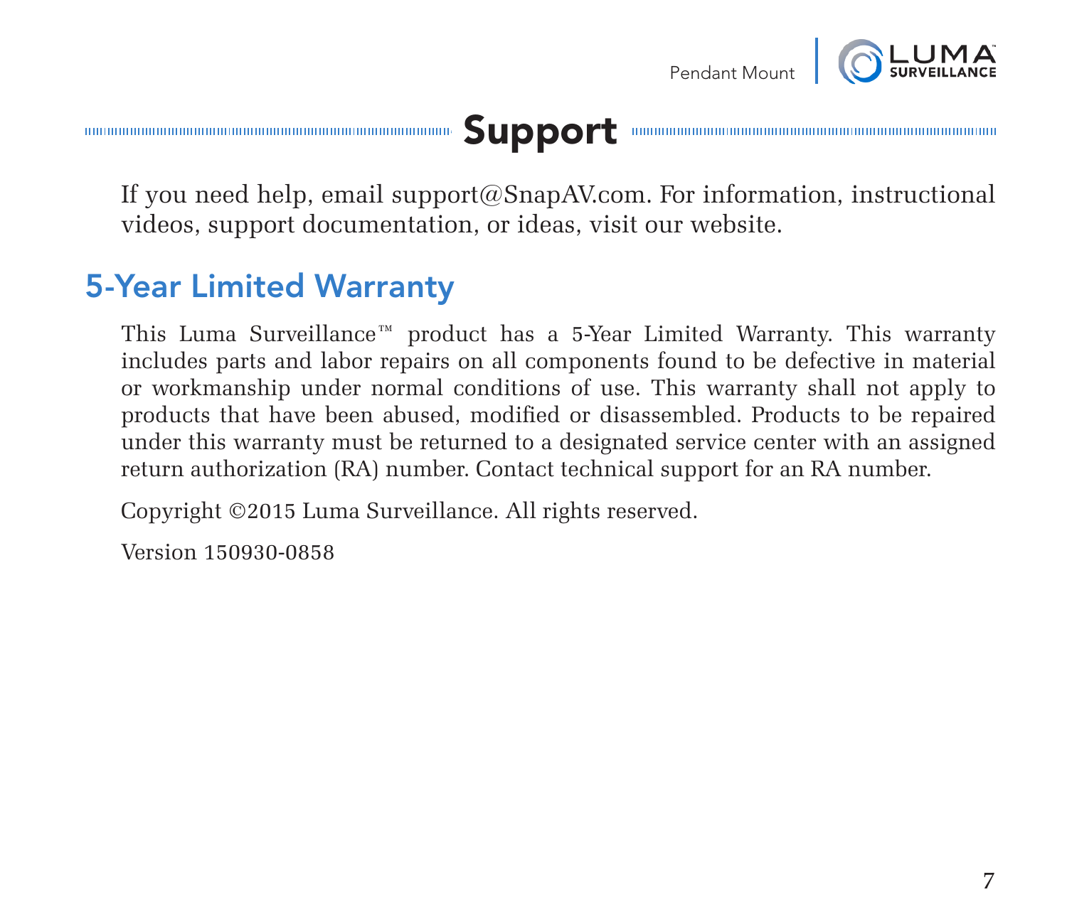# Support

If you need help, email support@SnapAV.com. For information, instructional videos, support documentation, or ideas, visit our website.

## 5-Year Limited Warranty

This Luma Surveillance™ product has a 5-Year Limited Warranty. This warranty includes parts and labor repairs on all components found to be defective in material or workmanship under normal conditions of use. This warranty shall not apply to products that have been abused, modified or disassembled. Products to be repaired under this warranty must be returned to a designated service center with an assigned return authorization (RA) number. Contact technical support for an RA number.

Copyright ©2015 Luma Surveillance. All rights reserved.

Version 150930-0858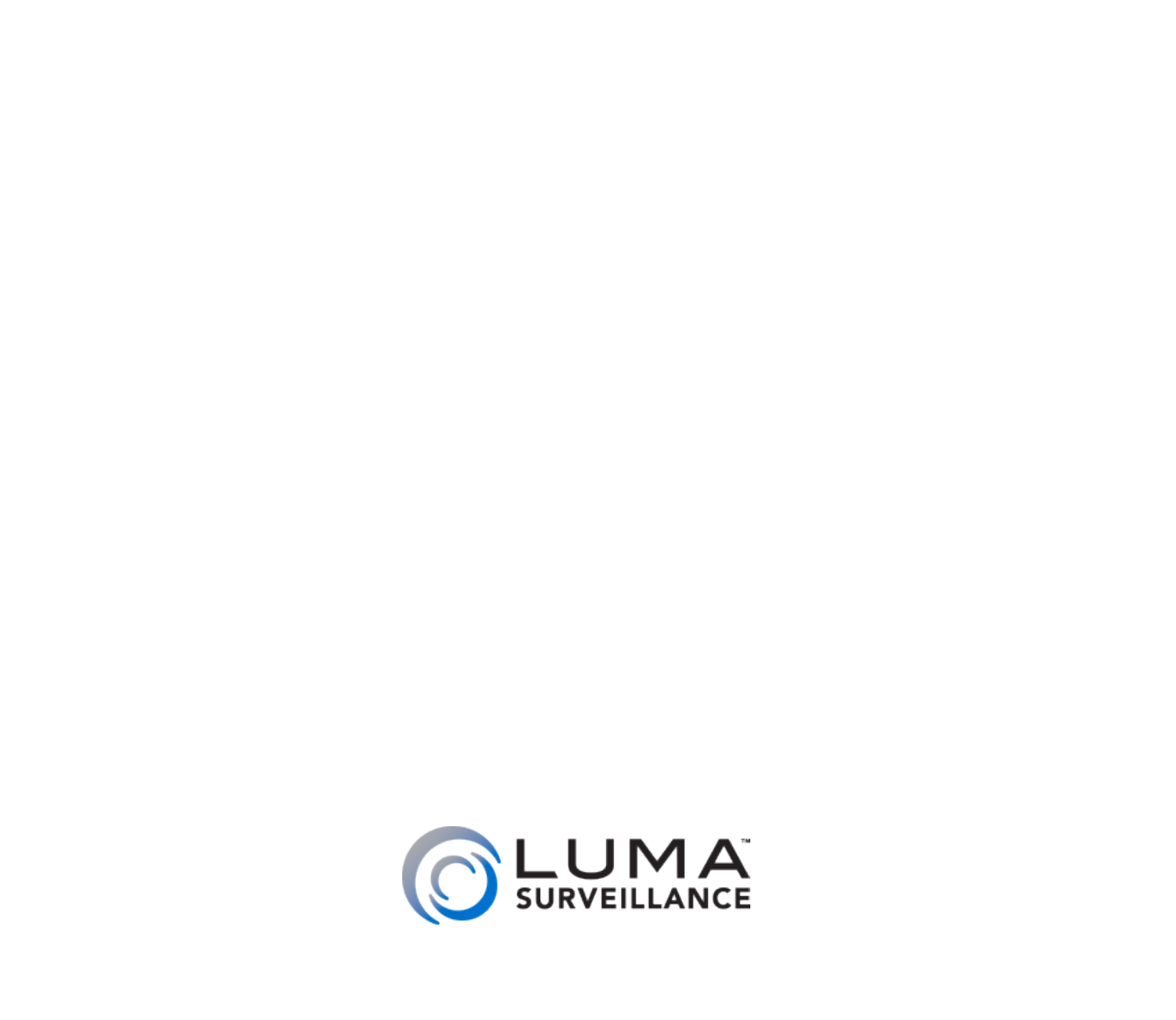LUMA™

SURVEILLANCE